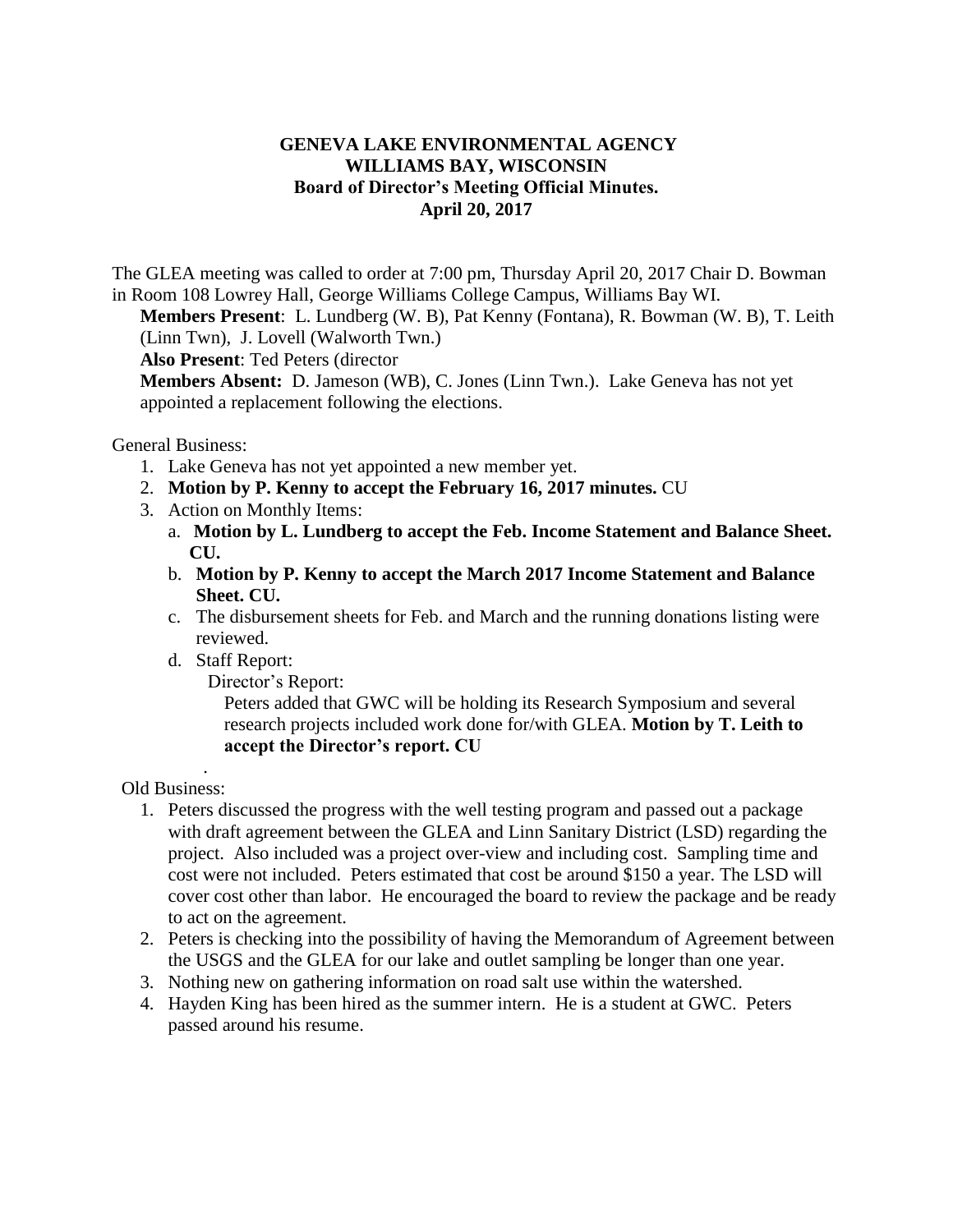**GENEVA LAKE ENVIRONMENTAL AGENCY**
**WILLIAMS BAY, WISCONSIN**
**Board of Director's Meeting Official Minutes.**
**April 20, 2017**

The GLEA meeting was called to order at 7:00 pm, Thursday April 20, 2017 Chair D. Bowman in Room 108 Lowrey Hall, George Williams College Campus, Williams Bay WI.

**Members Present**: L. Lundberg (W. B), Pat Kenny (Fontana), R. Bowman (W. B), T. Leith (Linn Twn), J. Lovell (Walworth Twn.)

**Also Present**: Ted Peters (director

**Members Absent:** D. Jameson (WB), C. Jones (Linn Twn.). Lake Geneva has not yet appointed a replacement following the elections.

General Business:

1. Lake Geneva has not yet appointed a new member yet.
2. **Motion by P. Kenny to accept the February 16, 2017 minutes.** CU
3. Action on Monthly Items:
   a. **Motion by L. Lundberg to accept the Feb. Income Statement and Balance Sheet. CU.**
   b. **Motion by P. Kenny to accept the March 2017 Income Statement and Balance Sheet. CU.**
   c. The disbursement sheets for Feb. and March and the running donations listing were reviewed.
   d. Staff Report:
      Director's Report:
      Peters added that GWC will be holding its Research Symposium and several research projects included work done for/with GLEA. **Motion by T. Leith to accept the Director's report. CU**

.

Old Business:

1. Peters discussed the progress with the well testing program and passed out a package with draft agreement between the GLEA and Linn Sanitary District (LSD) regarding the project. Also included was a project over-view and including cost. Sampling time and cost were not included. Peters estimated that cost be around $150 a year. The LSD will cover cost other than labor. He encouraged the board to review the package and be ready to act on the agreement.
2. Peters is checking into the possibility of having the Memorandum of Agreement between the USGS and the GLEA for our lake and outlet sampling be longer than one year.
3. Nothing new on gathering information on road salt use within the watershed.
4. Hayden King has been hired as the summer intern. He is a student at GWC. Peters passed around his resume.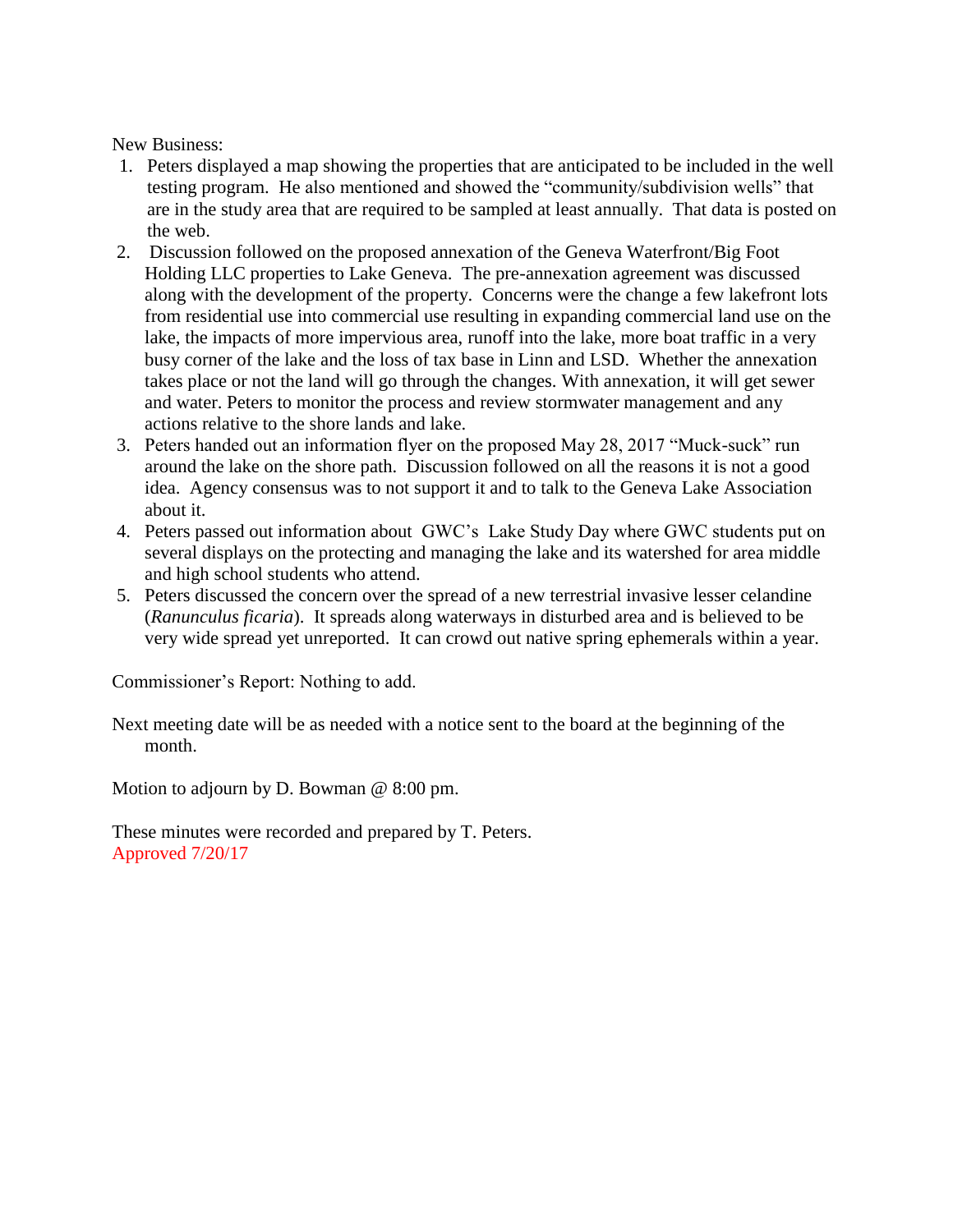New Business:

1. Peters displayed a map showing the properties that are anticipated to be included in the well testing program. He also mentioned and showed the "community/subdivision wells" that are in the study area that are required to be sampled at least annually. That data is posted on the web.
2. Discussion followed on the proposed annexation of the Geneva Waterfront/Big Foot Holding LLC properties to Lake Geneva. The pre-annexation agreement was discussed along with the development of the property. Concerns were the change a few lakefront lots from residential use into commercial use resulting in expanding commercial land use on the lake, the impacts of more impervious area, runoff into the lake, more boat traffic in a very busy corner of the lake and the loss of tax base in Linn and LSD. Whether the annexation takes place or not the land will go through the changes. With annexation, it will get sewer and water. Peters to monitor the process and review stormwater management and any actions relative to the shore lands and lake.
3. Peters handed out an information flyer on the proposed May 28, 2017 "Muck-suck" run around the lake on the shore path. Discussion followed on all the reasons it is not a good idea. Agency consensus was to not support it and to talk to the Geneva Lake Association about it.
4. Peters passed out information about GWC's Lake Study Day where GWC students put on several displays on the protecting and managing the lake and its watershed for area middle and high school students who attend.
5. Peters discussed the concern over the spread of a new terrestrial invasive lesser celandine (*Ranunculus ficaria*). It spreads along waterways in disturbed area and is believed to be very wide spread yet unreported. It can crowd out native spring ephemerals within a year.

Commissioner's Report: Nothing to add.

Next meeting date will be as needed with a notice sent to the board at the beginning of the month.

Motion to adjourn by D. Bowman @ 8:00 pm.

These minutes were recorded and prepared by T. Peters.
Approved 7/20/17